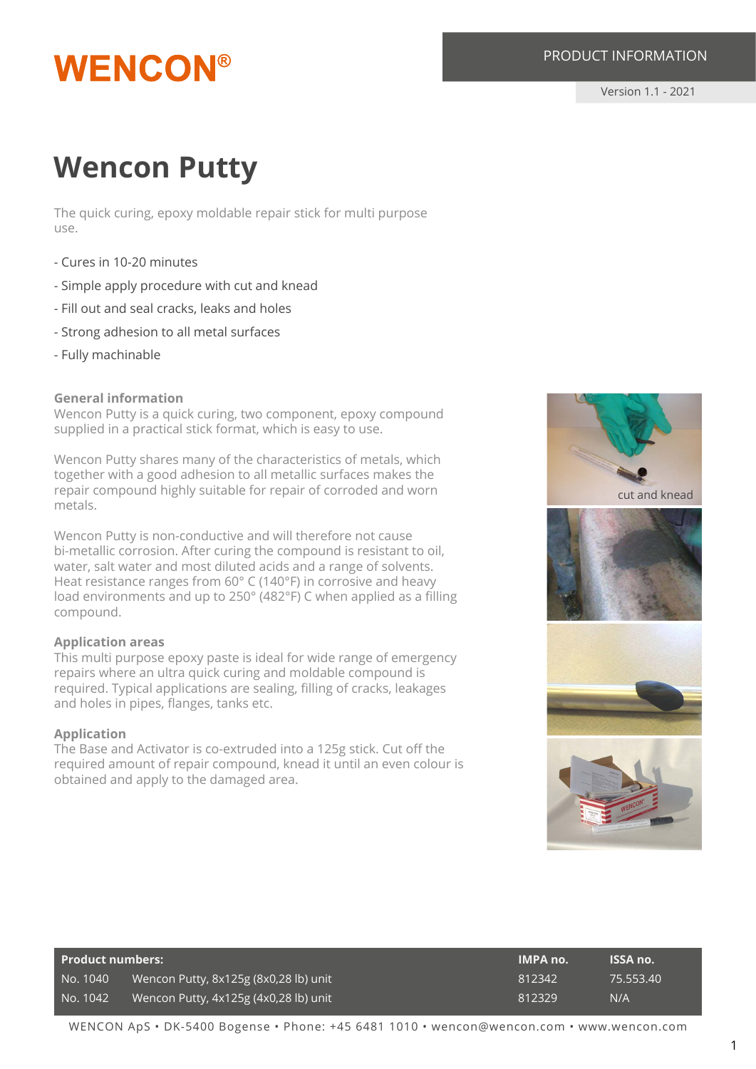WENCON®

PRODUCT INFORMATION

Version 1.1 - 2021

# Wencon Putty

The quick curing, epoxy moldable repair stick for multi purpose use.

- Cures in 10-20 minutes
- Simple apply procedure with cut and knead
- Fill out and seal cracks, leaks and holes
- Strong adhesion to all metal surfaces
- Fully machinable

### General information

Wencon Putty is a quick curing, two component, epoxy compound supplied in a practical stick format, which is easy to use.

Wencon Putty shares many of the characteristics of metals, which together with a good adhesion to all metallic surfaces makes the repair compound highly suitable for repair of corroded and worn metals.

Wencon Putty is non-conductive and will therefore not cause bi-metallic corrosion. After curing the compound is resistant to oil, water, salt water and most diluted acids and a range of solvents. Heat resistance ranges from 60° C (140°F) in corrosive and heavy load environments and up to 250° (482°F) C when applied as a filling compound.

### Application areas

This multi purpose epoxy paste is ideal for wide range of emergency repairs where an ultra quick curing and moldable compound is required. Typical applications are sealing, filling of cracks, leakages and holes in pipes, flanges, tanks etc.

### Application

The Base and Activator is co-extruded into a 125g stick. Cut off the required amount of repair compound, knead it until an even colour is obtained and apply to the damaged area.

cut and knead

| Product numbers: | | IMPA no. | ISSA no. |
|---|---|---|---|
| No. 1040 | Wencon Putty, 8x125g (8x0,28 lb) unit | 812342 | 75.553.40 |
| No. 1042 | Wencon Putty, 4x125g (4x0,28 lb) unit | 812329 | N/A |

WENCON ApS • DK-5400 Bogense • Phone: +45 6481 1010 • wencon@wencon.com • www.wencon.com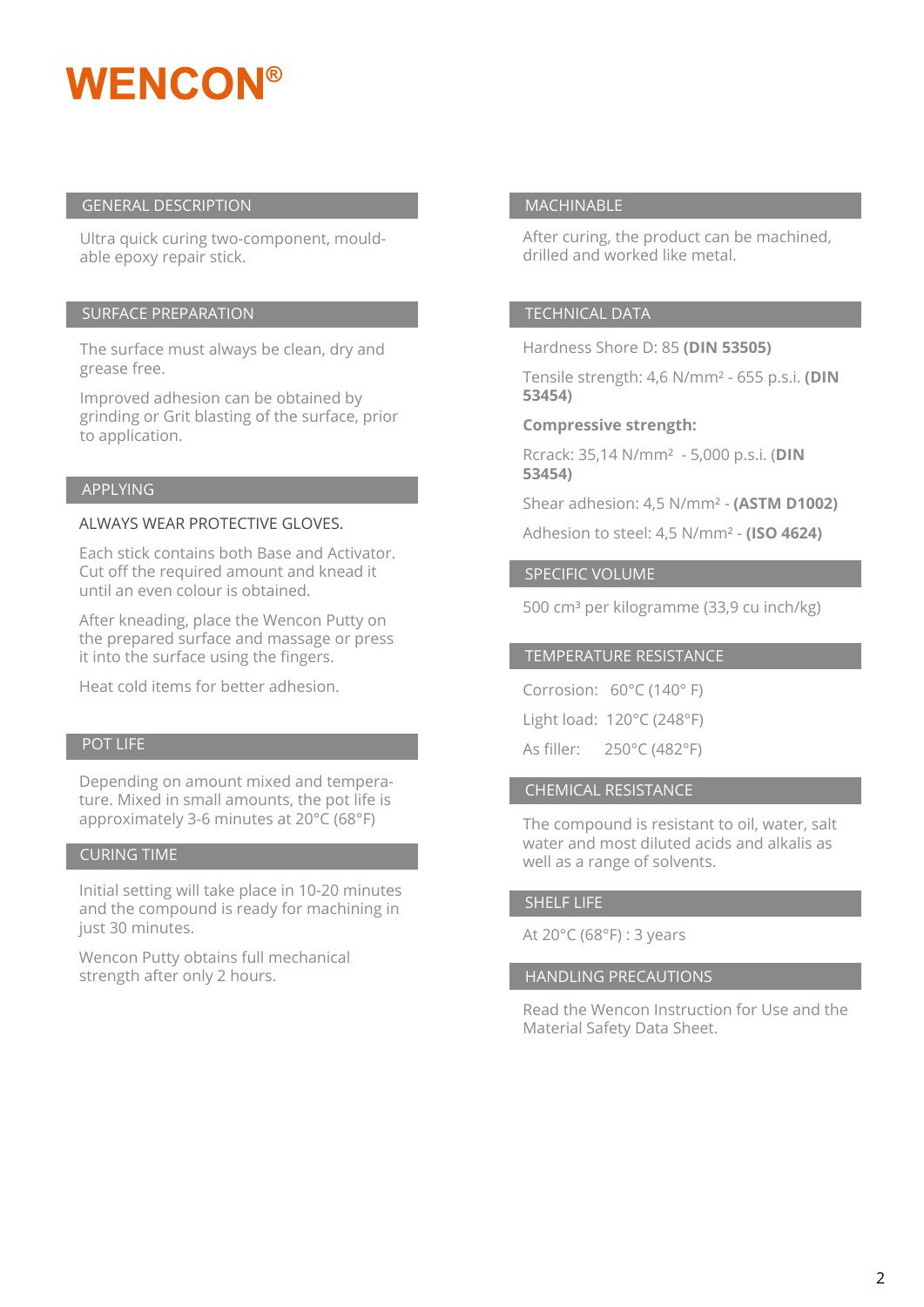# WENCON®

## GENERAL DESCRIPTION

Ultra quick curing two-component, mould-able epoxy repair stick.

## SURFACE PREPARATION

The surface must always be clean, dry and grease free.

Improved adhesion can be obtained by grinding or Grit blasting of the surface, prior to application.

## APPLYING

ALWAYS WEAR PROTECTIVE GLOVES.

Each stick contains both Base and Activator. Cut off the required amount and knead it until an even colour is obtained.

After kneading, place the Wencon Putty on the prepared surface and massage or press it into the surface using the fingers.

Heat cold items for better adhesion.

## POT LIFE

Depending on amount mixed and temperature. Mixed in small amounts, the pot life is approximately 3-6 minutes at 20°C (68°F)

## CURING TIME

Initial setting will take place in 10-20 minutes and the compound is ready for machining in just 30 minutes.

Wencon Putty obtains full mechanical strength after only 2 hours.

## MACHINABLE

After curing, the product can be machined, drilled and worked like metal.

## TECHNICAL DATA

Hardness Shore D: 85 **(DIN 53505)**

Tensile strength: 4,6 N/mm² - 655 p.s.i. **(DIN 53454)**

**Compressive strength:**

Rcrack: 35,14 N/mm² - 5,000 p.s.i. (**DIN 53454)**

Shear adhesion: 4,5 N/mm² - **(ASTM D1002)**

Adhesion to steel: 4,5 N/mm² - **(ISO 4624)**

## SPECIFIC VOLUME

500 cm³ per kilogramme (33,9 cu inch/kg)

## TEMPERATURE RESISTANCE

Corrosion: 60°C (140° F)

Light load: 120°C (248°F)

As filler: 250°C (482°F)

## CHEMICAL RESISTANCE

The compound is resistant to oil, water, salt water and most diluted acids and alkalis as well as a range of solvents.

## SHELF LIFE

At 20°C (68°F) : 3 years

## HANDLING PRECAUTIONS

Read the Wencon Instruction for Use and the Material Safety Data Sheet.